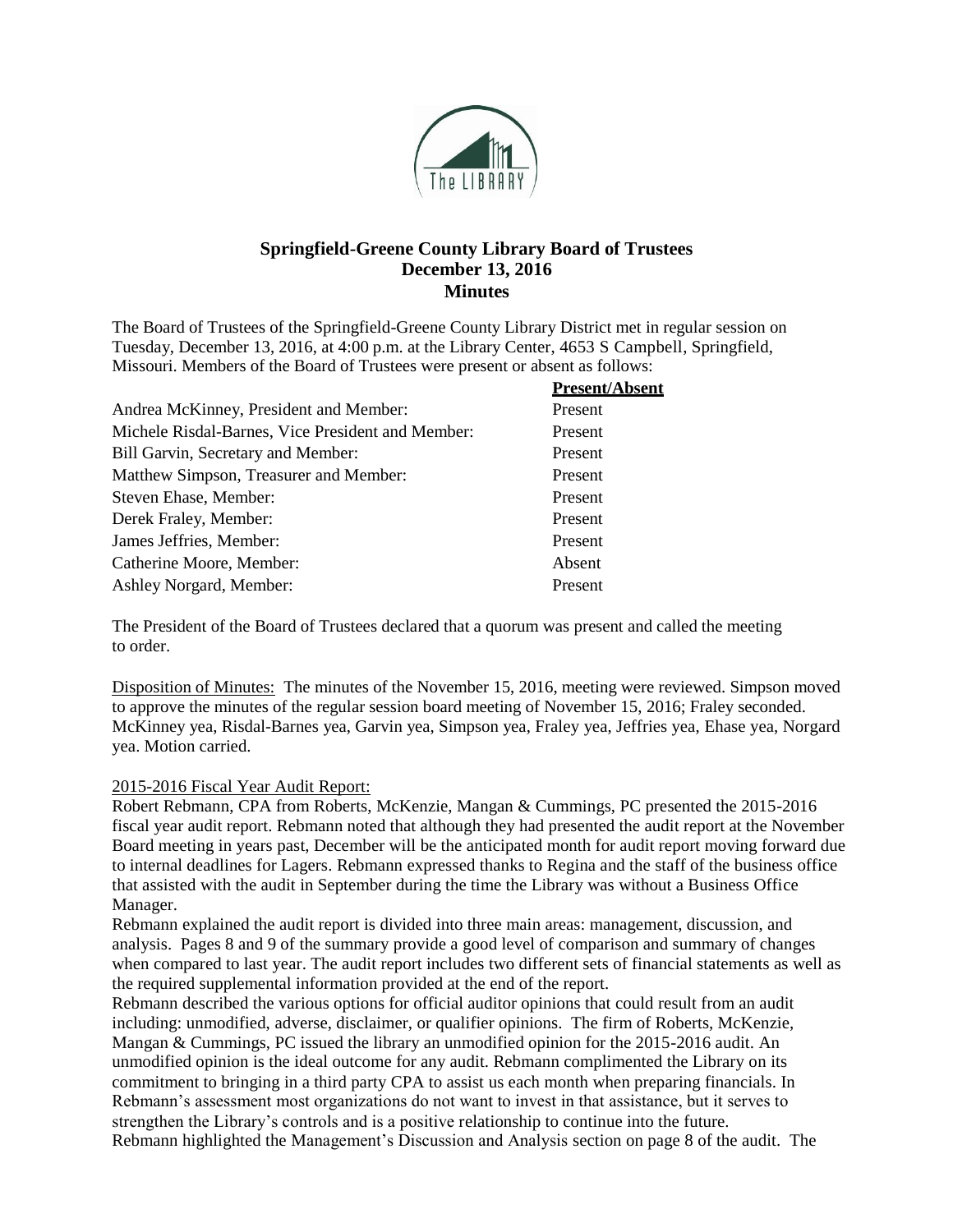# Springfield-Greene County Library Board of Trustees
## December 13, 2016
## Minutes

The Board of Trustees of the Springfield-Greene County Library District met in regular session on Tuesday, December 13, 2016, at 4:00 p.m. at the Library Center, 4653 S Campbell, Springfield, Missouri. Members of the Board of Trustees were present or absent as follows:

| | Present/Absent |
|---|---|
| Andrea McKinney, President and Member: | Present |
| Michele Risdal-Barnes, Vice President and Member: | Present |
| Bill Garvin, Secretary and Member: | Present |
| Matthew Simpson, Treasurer and Member: | Present |
| Steven Ehase, Member: | Present |
| Derek Fraley, Member: | Present |
| James Jeffries, Member: | Present |
| Catherine Moore, Member: | Absent |
| Ashley Norgard, Member: | Present |

The President of the Board of Trustees declared that a quorum was present and called the meeting to order.

Disposition of Minutes: The minutes of the November 15, 2016, meeting were reviewed. Simpson moved to approve the minutes of the regular session board meeting of November 15, 2016; Fraley seconded. McKinney yea, Risdal-Barnes yea, Garvin yea, Simpson yea, Fraley yea, Jeffries yea, Ehase yea, Norgard yea. Motion carried.

2015-2016 Fiscal Year Audit Report:

Robert Rebmann, CPA from Roberts, McKenzie, Mangan & Cummings, PC presented the 2015-2016 fiscal year audit report. Rebmann noted that although they had presented the audit report at the November Board meeting in years past, December will be the anticipated month for audit report moving forward due to internal deadlines for Lagers. Rebmann expressed thanks to Regina and the staff of the business office that assisted with the audit in September during the time the Library was without a Business Office Manager.

Rebmann explained the audit report is divided into three main areas: management, discussion, and analysis. Pages 8 and 9 of the summary provide a good level of comparison and summary of changes when compared to last year. The audit report includes two different sets of financial statements as well as the required supplemental information provided at the end of the report.

Rebmann described the various options for official auditor opinions that could result from an audit including: unmodified, adverse, disclaimer, or qualifier opinions. The firm of Roberts, McKenzie, Mangan & Cummings, PC issued the library an unmodified opinion for the 2015-2016 audit. An unmodified opinion is the ideal outcome for any audit. Rebmann complimented the Library on its commitment to bringing in a third party CPA to assist us each month when preparing financials. In Rebmann's assessment most organizations do not want to invest in that assistance, but it serves to strengthen the Library's controls and is a positive relationship to continue into the future.

Rebmann highlighted the Management's Discussion and Analysis section on page 8 of the audit. The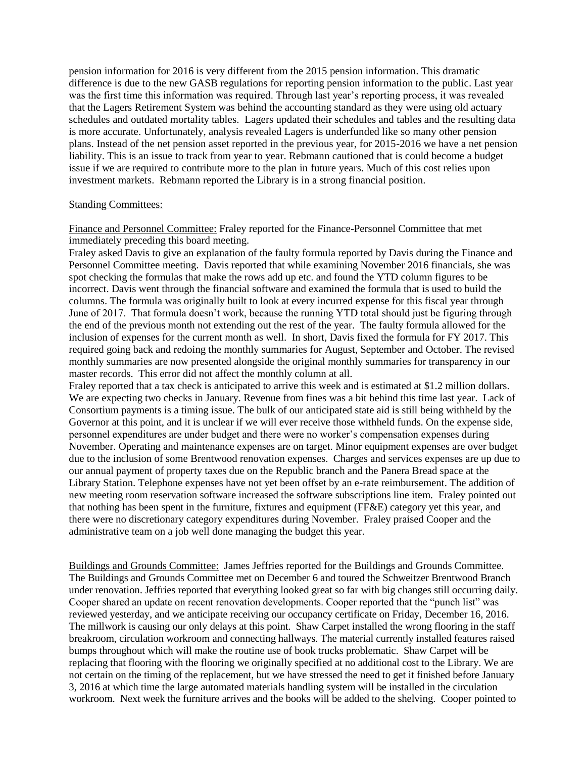pension information for 2016 is very different from the 2015 pension information. This dramatic difference is due to the new GASB regulations for reporting pension information to the public. Last year was the first time this information was required. Through last year's reporting process, it was revealed that the Lagers Retirement System was behind the accounting standard as they were using old actuary schedules and outdated mortality tables. Lagers updated their schedules and tables and the resulting data is more accurate. Unfortunately, analysis revealed Lagers is underfunded like so many other pension plans. Instead of the net pension asset reported in the previous year, for 2015-2016 we have a net pension liability. This is an issue to track from year to year. Rebmann cautioned that is could become a budget issue if we are required to contribute more to the plan in future years. Much of this cost relies upon investment markets. Rebmann reported the Library is in a strong financial position.

Standing Committees:

Finance and Personnel Committee: Fraley reported for the Finance-Personnel Committee that met immediately preceding this board meeting.

Fraley asked Davis to give an explanation of the faulty formula reported by Davis during the Finance and Personnel Committee meeting. Davis reported that while examining November 2016 financials, she was spot checking the formulas that make the rows add up etc. and found the YTD column figures to be incorrect. Davis went through the financial software and examined the formula that is used to build the columns. The formula was originally built to look at every incurred expense for this fiscal year through June of 2017. That formula doesn't work, because the running YTD total should just be figuring through the end of the previous month not extending out the rest of the year. The faulty formula allowed for the inclusion of expenses for the current month as well. In short, Davis fixed the formula for FY 2017. This required going back and redoing the monthly summaries for August, September and October. The revised monthly summaries are now presented alongside the original monthly summaries for transparency in our master records. This error did not affect the monthly column at all.

Fraley reported that a tax check is anticipated to arrive this week and is estimated at $1.2 million dollars. We are expecting two checks in January. Revenue from fines was a bit behind this time last year. Lack of Consortium payments is a timing issue. The bulk of our anticipated state aid is still being withheld by the Governor at this point, and it is unclear if we will ever receive those withheld funds. On the expense side, personnel expenditures are under budget and there were no worker's compensation expenses during November. Operating and maintenance expenses are on target. Minor equipment expenses are over budget due to the inclusion of some Brentwood renovation expenses. Charges and services expenses are up due to our annual payment of property taxes due on the Republic branch and the Panera Bread space at the Library Station. Telephone expenses have not yet been offset by an e-rate reimbursement. The addition of new meeting room reservation software increased the software subscriptions line item. Fraley pointed out that nothing has been spent in the furniture, fixtures and equipment (FF&E) category yet this year, and there were no discretionary category expenditures during November. Fraley praised Cooper and the administrative team on a job well done managing the budget this year.

Buildings and Grounds Committee: James Jeffries reported for the Buildings and Grounds Committee. The Buildings and Grounds Committee met on December 6 and toured the Schweitzer Brentwood Branch under renovation. Jeffries reported that everything looked great so far with big changes still occurring daily. Cooper shared an update on recent renovation developments. Cooper reported that the "punch list" was reviewed yesterday, and we anticipate receiving our occupancy certificate on Friday, December 16, 2016. The millwork is causing our only delays at this point. Shaw Carpet installed the wrong flooring in the staff breakroom, circulation workroom and connecting hallways. The material currently installed features raised bumps throughout which will make the routine use of book trucks problematic. Shaw Carpet will be replacing that flooring with the flooring we originally specified at no additional cost to the Library. We are not certain on the timing of the replacement, but we have stressed the need to get it finished before January 3, 2016 at which time the large automated materials handling system will be installed in the circulation workroom. Next week the furniture arrives and the books will be added to the shelving. Cooper pointed to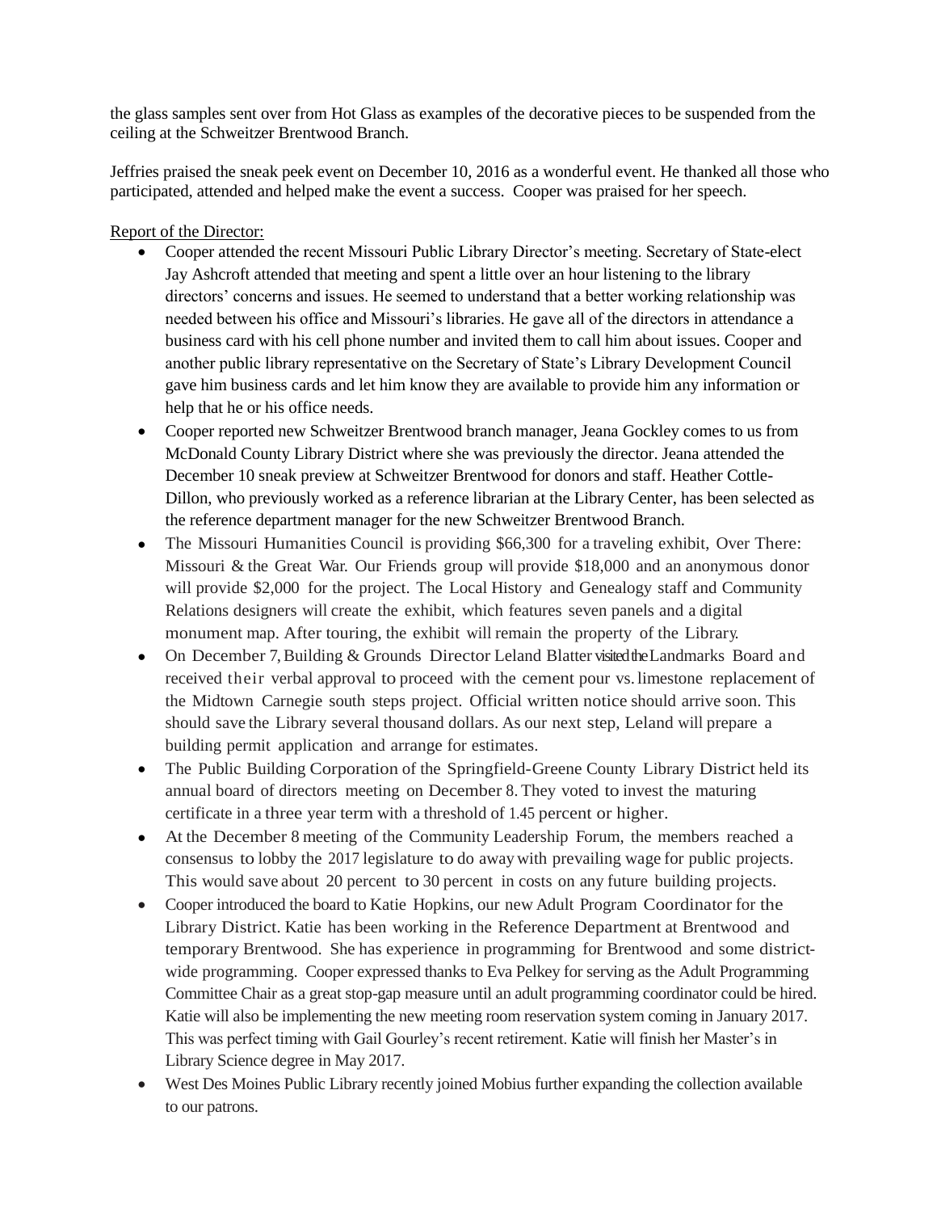the glass samples sent over from Hot Glass as examples of the decorative pieces to be suspended from the ceiling at the Schweitzer Brentwood Branch.

Jeffries praised the sneak peek event on December 10, 2016 as a wonderful event. He thanked all those who participated, attended and helped make the event a success. Cooper was praised for her speech.

<u>Report of the Director:</u>

- Cooper attended the recent Missouri Public Library Director's meeting. Secretary of State-elect Jay Ashcroft attended that meeting and spent a little over an hour listening to the library directors' concerns and issues. He seemed to understand that a better working relationship was needed between his office and Missouri's libraries. He gave all of the directors in attendance a business card with his cell phone number and invited them to call him about issues. Cooper and another public library representative on the Secretary of State's Library Development Council gave him business cards and let him know they are available to provide him any information or help that he or his office needs.
- Cooper reported new Schweitzer Brentwood branch manager, Jeana Gockley comes to us from McDonald County Library District where she was previously the director. Jeana attended the December 10 sneak preview at Schweitzer Brentwood for donors and staff. Heather Cottle-Dillon, who previously worked as a reference librarian at the Library Center, has been selected as the reference department manager for the new Schweitzer Brentwood Branch.
- The Missouri Humanities Council is providing $66,300 for a traveling exhibit, Over There: Missouri & the Great War. Our Friends group will provide $18,000 and an anonymous donor will provide $2,000 for the project. The Local History and Genealogy staff and Community Relations designers will create the exhibit, which features seven panels and a digital monument map. After touring, the exhibit will remain the property of the Library.
- On December 7, Building & Grounds Director Leland Blatter visited the Landmarks Board and received their verbal approval to proceed with the cement pour vs. limestone replacement of the Midtown Carnegie south steps project. Official written notice should arrive soon. This should save the Library several thousand dollars. As our next step, Leland will prepare a building permit application and arrange for estimates.
- The Public Building Corporation of the Springfield-Greene County Library District held its annual board of directors meeting on December 8. They voted to invest the maturing certificate in a three year term with a threshold of 1.45 percent or higher.
- At the December 8 meeting of the Community Leadership Forum, the members reached a consensus to lobby the 2017 legislature to do away with prevailing wage for public projects. This would save about 20 percent to 30 percent in costs on any future building projects.
- Cooper introduced the board to Katie Hopkins, our new Adult Program Coordinator for the Library District. Katie has been working in the Reference Department at Brentwood and temporary Brentwood. She has experience in programming for Brentwood and some district-wide programming. Cooper expressed thanks to Eva Pelkey for serving as the Adult Programming Committee Chair as a great stop-gap measure until an adult programming coordinator could be hired. Katie will also be implementing the new meeting room reservation system coming in January 2017. This was perfect timing with Gail Gourley's recent retirement. Katie will finish her Master's in Library Science degree in May 2017.
- West Des Moines Public Library recently joined Mobius further expanding the collection available to our patrons.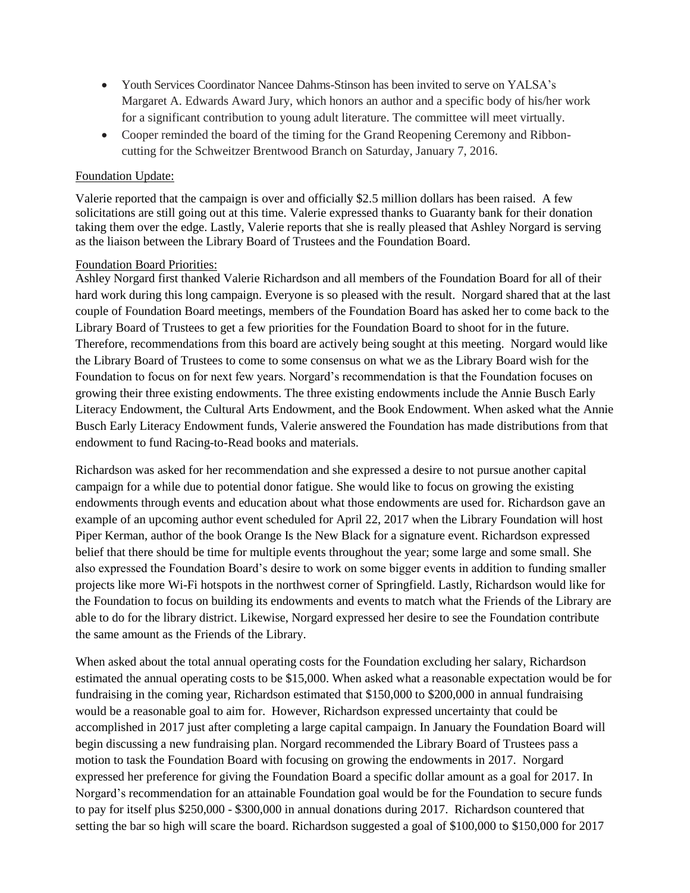- Youth Services Coordinator Nancee Dahms-Stinson has been invited to serve on YALSA's Margaret A. Edwards Award Jury, which honors an author and a specific body of his/her work for a significant contribution to young adult literature. The committee will meet virtually.
- Cooper reminded the board of the timing for the Grand Reopening Ceremony and Ribbon-cutting for the Schweitzer Brentwood Branch on Saturday, January 7, 2016.

Foundation Update:

Valerie reported that the campaign is over and officially $2.5 million dollars has been raised. A few solicitations are still going out at this time. Valerie expressed thanks to Guaranty bank for their donation taking them over the edge. Lastly, Valerie reports that she is really pleased that Ashley Norgard is serving as the liaison between the Library Board of Trustees and the Foundation Board.

Foundation Board Priorities:

Ashley Norgard first thanked Valerie Richardson and all members of the Foundation Board for all of their hard work during this long campaign. Everyone is so pleased with the result. Norgard shared that at the last couple of Foundation Board meetings, members of the Foundation Board has asked her to come back to the Library Board of Trustees to get a few priorities for the Foundation Board to shoot for in the future. Therefore, recommendations from this board are actively being sought at this meeting. Norgard would like the Library Board of Trustees to come to some consensus on what we as the Library Board wish for the Foundation to focus on for next few years. Norgard's recommendation is that the Foundation focuses on growing their three existing endowments. The three existing endowments include the Annie Busch Early Literacy Endowment, the Cultural Arts Endowment, and the Book Endowment. When asked what the Annie Busch Early Literacy Endowment funds, Valerie answered the Foundation has made distributions from that endowment to fund Racing-to-Read books and materials.

Richardson was asked for her recommendation and she expressed a desire to not pursue another capital campaign for a while due to potential donor fatigue. She would like to focus on growing the existing endowments through events and education about what those endowments are used for. Richardson gave an example of an upcoming author event scheduled for April 22, 2017 when the Library Foundation will host Piper Kerman, author of the book Orange Is the New Black for a signature event. Richardson expressed belief that there should be time for multiple events throughout the year; some large and some small. She also expressed the Foundation Board's desire to work on some bigger events in addition to funding smaller projects like more Wi-Fi hotspots in the northwest corner of Springfield. Lastly, Richardson would like for the Foundation to focus on building its endowments and events to match what the Friends of the Library are able to do for the library district. Likewise, Norgard expressed her desire to see the Foundation contribute the same amount as the Friends of the Library.

When asked about the total annual operating costs for the Foundation excluding her salary, Richardson estimated the annual operating costs to be $15,000. When asked what a reasonable expectation would be for fundraising in the coming year, Richardson estimated that $150,000 to $200,000 in annual fundraising would be a reasonable goal to aim for. However, Richardson expressed uncertainty that could be accomplished in 2017 just after completing a large capital campaign. In January the Foundation Board will begin discussing a new fundraising plan. Norgard recommended the Library Board of Trustees pass a motion to task the Foundation Board with focusing on growing the endowments in 2017. Norgard expressed her preference for giving the Foundation Board a specific dollar amount as a goal for 2017. In Norgard's recommendation for an attainable Foundation goal would be for the Foundation to secure funds to pay for itself plus $250,000 - $300,000 in annual donations during 2017. Richardson countered that setting the bar so high will scare the board. Richardson suggested a goal of $100,000 to $150,000 for 2017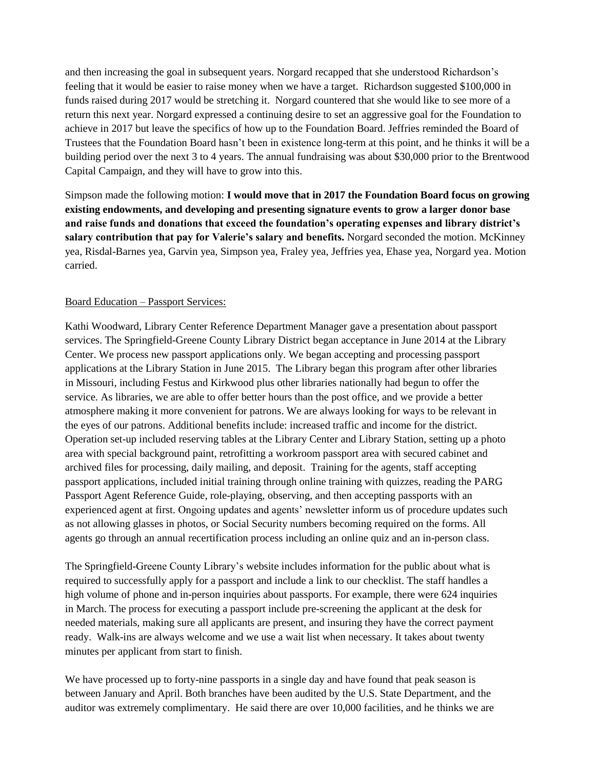and then increasing the goal in subsequent years. Norgard recapped that she understood Richardson's feeling that it would be easier to raise money when we have a target. Richardson suggested $100,000 in funds raised during 2017 would be stretching it. Norgard countered that she would like to see more of a return this next year. Norgard expressed a continuing desire to set an aggressive goal for the Foundation to achieve in 2017 but leave the specifics of how up to the Foundation Board. Jeffries reminded the Board of Trustees that the Foundation Board hasn't been in existence long-term at this point, and he thinks it will be a building period over the next 3 to 4 years. The annual fundraising was about $30,000 prior to the Brentwood Capital Campaign, and they will have to grow into this.

Simpson made the following motion: **I would move that in 2017 the Foundation Board focus on growing existing endowments, and developing and presenting signature events to grow a larger donor base and raise funds and donations that exceed the foundation's operating expenses and library district's salary contribution that pay for Valerie's salary and benefits.** Norgard seconded the motion. McKinney yea, Risdal-Barnes yea, Garvin yea, Simpson yea, Fraley yea, Jeffries yea, Ehase yea, Norgard yea. Motion carried.

Board Education – Passport Services:

Kathi Woodward, Library Center Reference Department Manager gave a presentation about passport services. The Springfield-Greene County Library District began acceptance in June 2014 at the Library Center. We process new passport applications only. We began accepting and processing passport applications at the Library Station in June 2015. The Library began this program after other libraries in Missouri, including Festus and Kirkwood plus other libraries nationally had begun to offer the service. As libraries, we are able to offer better hours than the post office, and we provide a better atmosphere making it more convenient for patrons. We are always looking for ways to be relevant in the eyes of our patrons. Additional benefits include: increased traffic and income for the district. Operation set-up included reserving tables at the Library Center and Library Station, setting up a photo area with special background paint, retrofitting a workroom passport area with secured cabinet and archived files for processing, daily mailing, and deposit. Training for the agents, staff accepting passport applications, included initial training through online training with quizzes, reading the PARG Passport Agent Reference Guide, role-playing, observing, and then accepting passports with an experienced agent at first. Ongoing updates and agents' newsletter inform us of procedure updates such as not allowing glasses in photos, or Social Security numbers becoming required on the forms. All agents go through an annual recertification process including an online quiz and an in-person class.

The Springfield-Greene County Library's website includes information for the public about what is required to successfully apply for a passport and include a link to our checklist. The staff handles a high volume of phone and in-person inquiries about passports. For example, there were 624 inquiries in March. The process for executing a passport include pre-screening the applicant at the desk for needed materials, making sure all applicants are present, and insuring they have the correct payment ready. Walk-ins are always welcome and we use a wait list when necessary. It takes about twenty minutes per applicant from start to finish.

We have processed up to forty-nine passports in a single day and have found that peak season is between January and April. Both branches have been audited by the U.S. State Department, and the auditor was extremely complimentary. He said there are over 10,000 facilities, and he thinks we are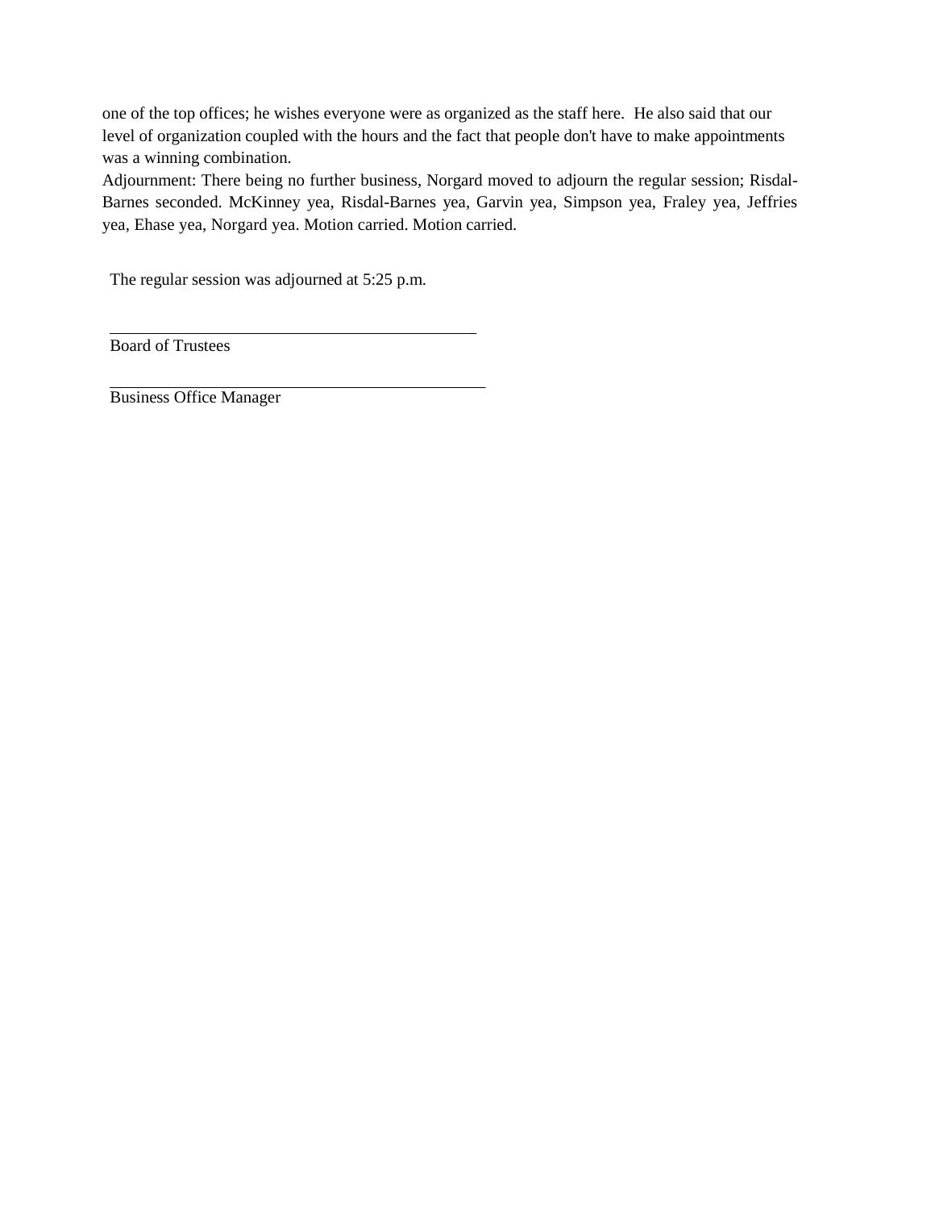one of the top offices; he wishes everyone were as organized as the staff here. He also said that our level of organization coupled with the hours and the fact that people don't have to make appointments was a winning combination.

Adjournment: There being no further business, Norgard moved to adjourn the regular session; Risdal-Barnes seconded. McKinney yea, Risdal-Barnes yea, Garvin yea, Simpson yea, Fraley yea, Jeffries yea, Ehase yea, Norgard yea. Motion carried. Motion carried.

The regular session was adjourned at 5:25 p.m.

\_\_\_\_\_\_\_\_\_\_\_\_\_\_\_\_\_\_\_\_\_\_\_\_\_\_\_\_\_\_\_\_\_\_\_\_\_\_\_\_\_\_\_\_

Board of Trustees

\_\_\_\_\_\_\_\_\_\_\_\_\_\_\_\_\_\_\_\_\_\_\_\_\_\_\_\_\_\_\_\_\_\_\_\_\_\_\_\_\_\_\_\_

Business Office Manager